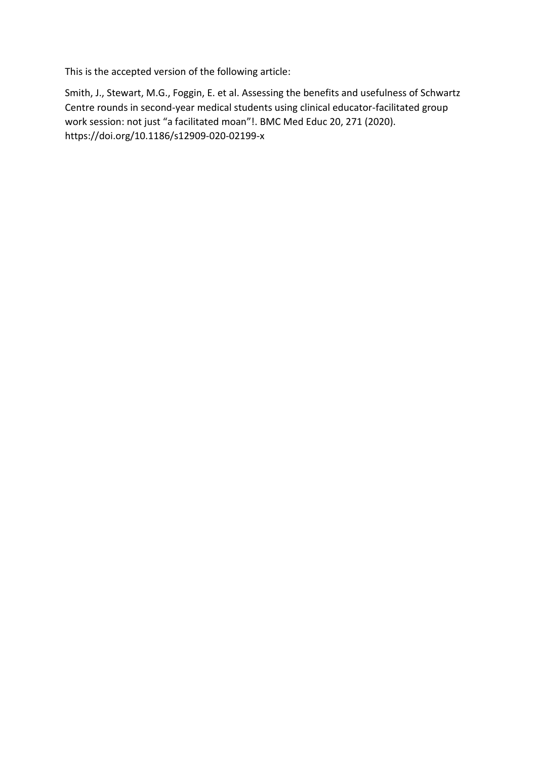This is the accepted version of the following article:

Smith, J., Stewart, M.G., Foggin, E. et al. Assessing the benefits and usefulness of Schwartz Centre rounds in second-year medical students using clinical educator-facilitated group work session: not just "a facilitated moan"!. BMC Med Educ 20, 271 (2020). https://doi.org/10.1186/s12909-020-02199-x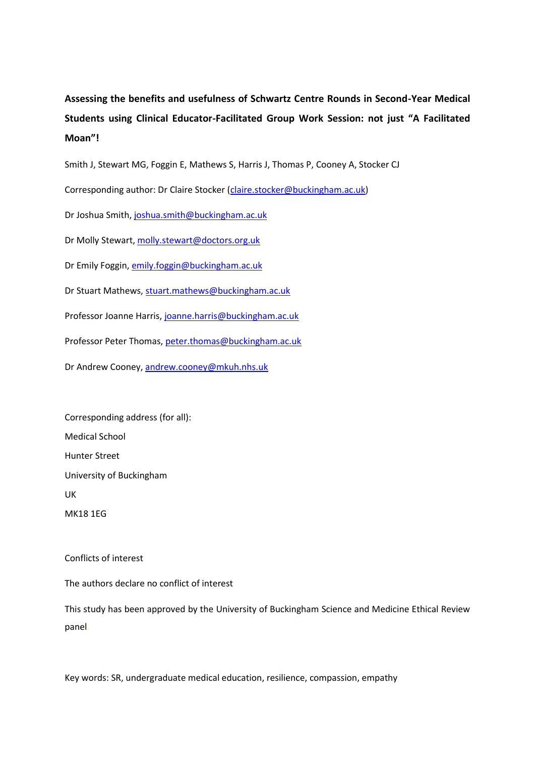**Assessing the benefits and usefulness of Schwartz Centre Rounds in Second-Year Medical Students using Clinical Educator-Facilitated Group Work Session: not just "A Facilitated Moan"!**

Smith J, Stewart MG, Foggin E, Mathews S, Harris J, Thomas P, Cooney A, Stocker CJ

Corresponding author: Dr Claire Stocker (claire.stocker@buckingham.ac.uk)

Dr Joshua Smith, joshua.smith@buckingham.ac.uk

Dr Molly Stewart, molly.stewart@doctors.org.uk

Dr Emily Foggin, emily.foggin@buckingham.ac.uk

Dr Stuart Mathews, stuart.mathews@buckingham.ac.uk

Professor Joanne Harris, joanne.harris@buckingham.ac.uk

Professor Peter Thomas, peter.thomas@buckingham.ac.uk

Dr Andrew Cooney, andrew.cooney@mkuh.nhs.uk

Corresponding address (for all):

Medical School

Hunter Street

University of Buckingham

UK

MK18 1EG

Conflicts of interest

The authors declare no conflict of interest

This study has been approved by the University of Buckingham Science and Medicine Ethical Review panel

Key words: SR, undergraduate medical education, resilience, compassion, empathy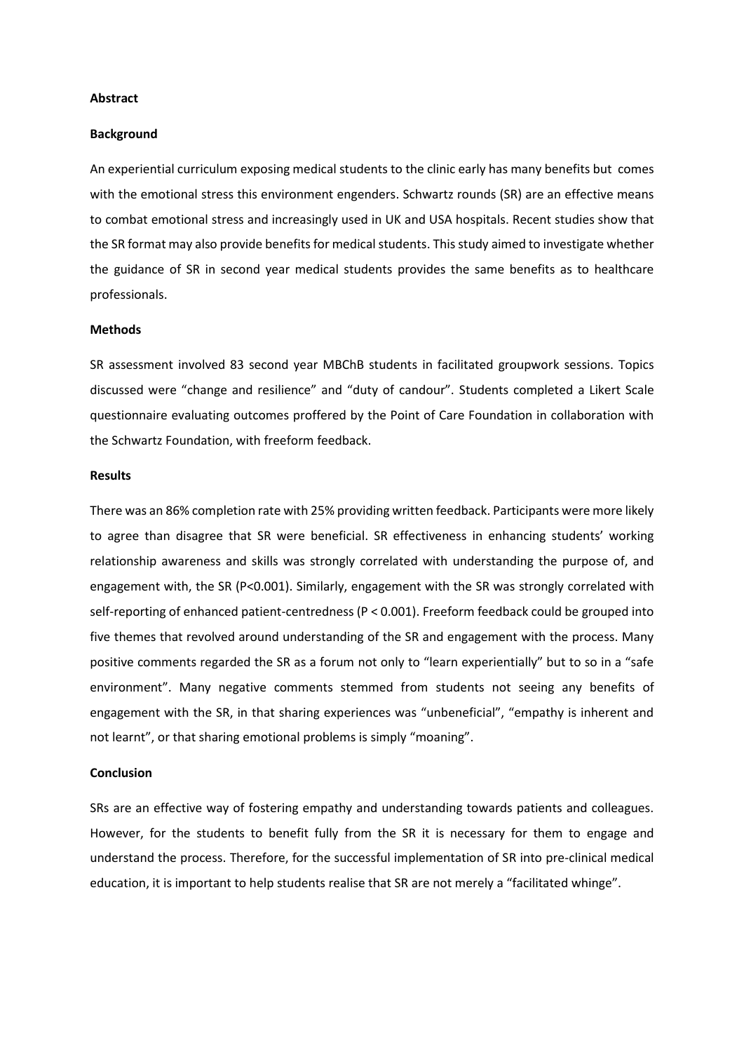**Abstract**

**Background**

An experiential curriculum exposing medical students to the clinic early has many benefits but comes with the emotional stress this environment engenders. Schwartz rounds (SR) are an effective means to combat emotional stress and increasingly used in UK and USA hospitals. Recent studies show that the SR format may also provide benefits for medical students. This study aimed to investigate whether the guidance of SR in second year medical students provides the same benefits as to healthcare professionals.

**Methods**

SR assessment involved 83 second year MBChB students in facilitated groupwork sessions. Topics discussed were "change and resilience" and "duty of candour". Students completed a Likert Scale questionnaire evaluating outcomes proffered by the Point of Care Foundation in collaboration with the Schwartz Foundation, with freeform feedback.

**Results**

There was an 86% completion rate with 25% providing written feedback. Participants were more likely to agree than disagree that SR were beneficial. SR effectiveness in enhancing students' working relationship awareness and skills was strongly correlated with understanding the purpose of, and engagement with, the SR ($P<0.001$). Similarly, engagement with the SR was strongly correlated with self-reporting of enhanced patient-centredness ($P < 0.001$). Freeform feedback could be grouped into five themes that revolved around understanding of the SR and engagement with the process. Many positive comments regarded the SR as a forum not only to "learn experientially" but to so in a "safe environment". Many negative comments stemmed from students not seeing any benefits of engagement with the SR, in that sharing experiences was "unbeneficial", "empathy is inherent and not learnt", or that sharing emotional problems is simply "moaning".

**Conclusion**

SRs are an effective way of fostering empathy and understanding towards patients and colleagues. However, for the students to benefit fully from the SR it is necessary for them to engage and understand the process. Therefore, for the successful implementation of SR into pre-clinical medical education, it is important to help students realise that SR are not merely a "facilitated whinge".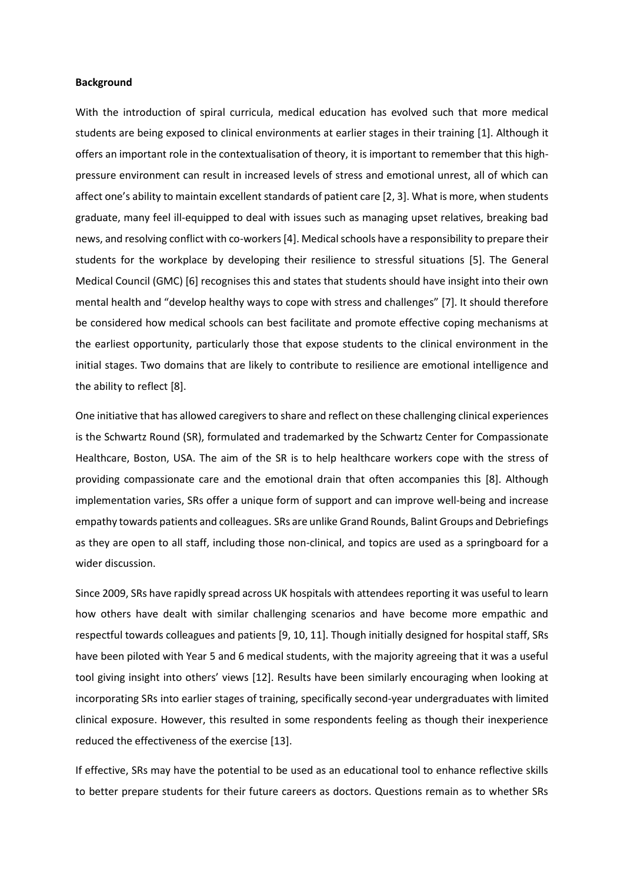**Background**

With the introduction of spiral curricula, medical education has evolved such that more medical students are being exposed to clinical environments at earlier stages in their training [1]. Although it offers an important role in the contextualisation of theory, it is important to remember that this high-pressure environment can result in increased levels of stress and emotional unrest, all of which can affect one's ability to maintain excellent standards of patient care [2, 3]. What is more, when students graduate, many feel ill-equipped to deal with issues such as managing upset relatives, breaking bad news, and resolving conflict with co-workers [4]. Medical schools have a responsibility to prepare their students for the workplace by developing their resilience to stressful situations [5]. The General Medical Council (GMC) [6] recognises this and states that students should have insight into their own mental health and "develop healthy ways to cope with stress and challenges" [7]. It should therefore be considered how medical schools can best facilitate and promote effective coping mechanisms at the earliest opportunity, particularly those that expose students to the clinical environment in the initial stages. Two domains that are likely to contribute to resilience are emotional intelligence and the ability to reflect [8].

One initiative that has allowed caregivers to share and reflect on these challenging clinical experiences is the Schwartz Round (SR), formulated and trademarked by the Schwartz Center for Compassionate Healthcare, Boston, USA. The aim of the SR is to help healthcare workers cope with the stress of providing compassionate care and the emotional drain that often accompanies this [8]. Although implementation varies, SRs offer a unique form of support and can improve well-being and increase empathy towards patients and colleagues. SRs are unlike Grand Rounds, Balint Groups and Debriefings as they are open to all staff, including those non-clinical, and topics are used as a springboard for a wider discussion.

Since 2009, SRs have rapidly spread across UK hospitals with attendees reporting it was useful to learn how others have dealt with similar challenging scenarios and have become more empathic and respectful towards colleagues and patients [9, 10, 11]. Though initially designed for hospital staff, SRs have been piloted with Year 5 and 6 medical students, with the majority agreeing that it was a useful tool giving insight into others' views [12]. Results have been similarly encouraging when looking at incorporating SRs into earlier stages of training, specifically second-year undergraduates with limited clinical exposure. However, this resulted in some respondents feeling as though their inexperience reduced the effectiveness of the exercise [13].

If effective, SRs may have the potential to be used as an educational tool to enhance reflective skills to better prepare students for their future careers as doctors. Questions remain as to whether SRs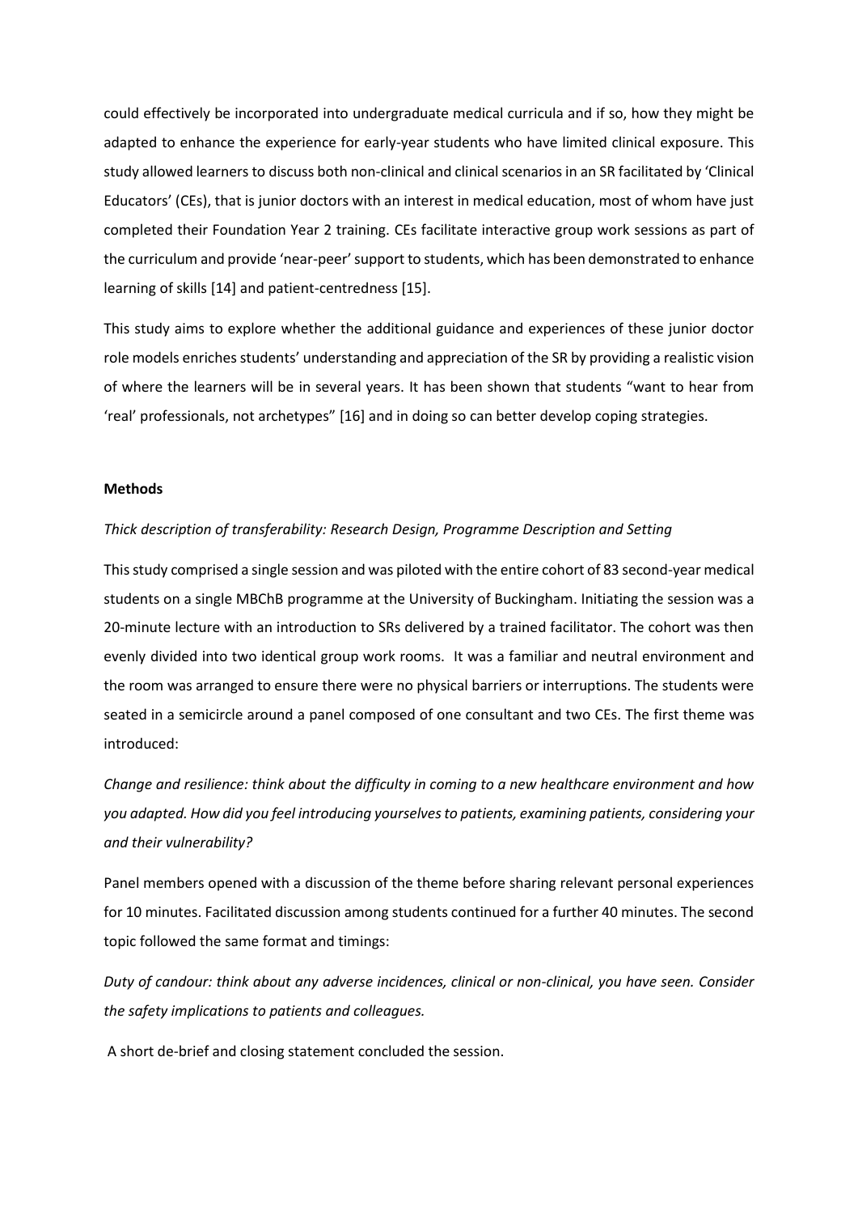could effectively be incorporated into undergraduate medical curricula and if so, how they might be adapted to enhance the experience for early-year students who have limited clinical exposure. This study allowed learners to discuss both non-clinical and clinical scenarios in an SR facilitated by 'Clinical Educators' (CEs), that is junior doctors with an interest in medical education, most of whom have just completed their Foundation Year 2 training. CEs facilitate interactive group work sessions as part of the curriculum and provide 'near-peer' support to students, which has been demonstrated to enhance learning of skills [14] and patient-centredness [15].

This study aims to explore whether the additional guidance and experiences of these junior doctor role models enriches students' understanding and appreciation of the SR by providing a realistic vision of where the learners will be in several years. It has been shown that students "want to hear from 'real' professionals, not archetypes" [16] and in doing so can better develop coping strategies.

**Methods**

*Thick description of transferability: Research Design, Programme Description and Setting*

This study comprised a single session and was piloted with the entire cohort of 83 second-year medical students on a single MBChB programme at the University of Buckingham. Initiating the session was a 20-minute lecture with an introduction to SRs delivered by a trained facilitator. The cohort was then evenly divided into two identical group work rooms. It was a familiar and neutral environment and the room was arranged to ensure there were no physical barriers or interruptions. The students were seated in a semicircle around a panel composed of one consultant and two CEs. The first theme was introduced:

*Change and resilience: think about the difficulty in coming to a new healthcare environment and how you adapted. How did you feel introducing yourselves to patients, examining patients, considering your and their vulnerability?*

Panel members opened with a discussion of the theme before sharing relevant personal experiences for 10 minutes. Facilitated discussion among students continued for a further 40 minutes. The second topic followed the same format and timings:

*Duty of candour: think about any adverse incidences, clinical or non-clinical, you have seen. Consider the safety implications to patients and colleagues.*

A short de-brief and closing statement concluded the session.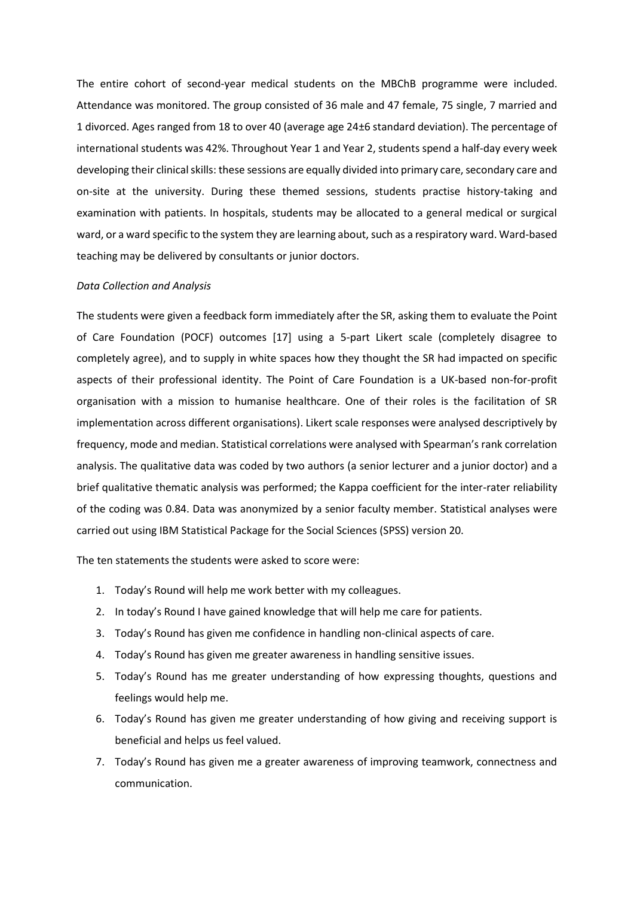The entire cohort of second-year medical students on the MBChB programme were included. Attendance was monitored. The group consisted of 36 male and 47 female, 75 single, 7 married and 1 divorced. Ages ranged from 18 to over 40 (average age 24±6 standard deviation). The percentage of international students was 42%. Throughout Year 1 and Year 2, students spend a half-day every week developing their clinical skills: these sessions are equally divided into primary care, secondary care and on-site at the university. During these themed sessions, students practise history-taking and examination with patients. In hospitals, students may be allocated to a general medical or surgical ward, or a ward specific to the system they are learning about, such as a respiratory ward. Ward-based teaching may be delivered by consultants or junior doctors.

*Data Collection and Analysis*

The students were given a feedback form immediately after the SR, asking them to evaluate the Point of Care Foundation (POCF) outcomes [17] using a 5-part Likert scale (completely disagree to completely agree), and to supply in white spaces how they thought the SR had impacted on specific aspects of their professional identity. The Point of Care Foundation is a UK-based non-for-profit organisation with a mission to humanise healthcare. One of their roles is the facilitation of SR implementation across different organisations). Likert scale responses were analysed descriptively by frequency, mode and median. Statistical correlations were analysed with Spearman's rank correlation analysis. The qualitative data was coded by two authors (a senior lecturer and a junior doctor) and a brief qualitative thematic analysis was performed; the Kappa coefficient for the inter-rater reliability of the coding was 0.84. Data was anonymized by a senior faculty member. Statistical analyses were carried out using IBM Statistical Package for the Social Sciences (SPSS) version 20.

The ten statements the students were asked to score were:

1. Today's Round will help me work better with my colleagues.
2. In today's Round I have gained knowledge that will help me care for patients.
3. Today's Round has given me confidence in handling non-clinical aspects of care.
4. Today's Round has given me greater awareness in handling sensitive issues.
5. Today's Round has me greater understanding of how expressing thoughts, questions and feelings would help me.
6. Today's Round has given me greater understanding of how giving and receiving support is beneficial and helps us feel valued.
7. Today's Round has given me a greater awareness of improving teamwork, connectness and communication.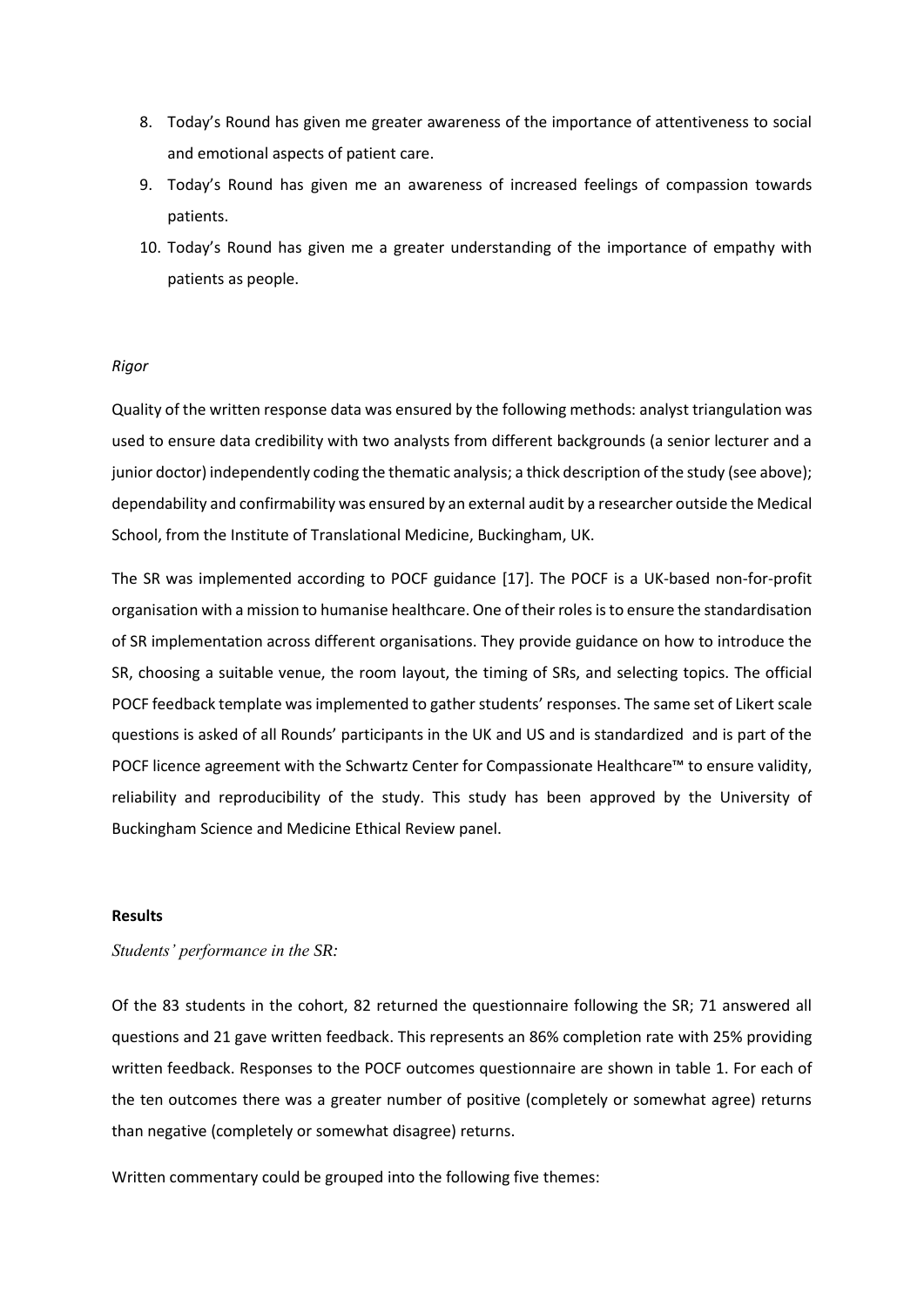8. Today's Round has given me greater awareness of the importance of attentiveness to social and emotional aspects of patient care.
9. Today's Round has given me an awareness of increased feelings of compassion towards patients.
10. Today's Round has given me a greater understanding of the importance of empathy with patients as people.

*Rigor*

Quality of the written response data was ensured by the following methods: analyst triangulation was used to ensure data credibility with two analysts from different backgrounds (a senior lecturer and a junior doctor) independently coding the thematic analysis; a thick description of the study (see above); dependability and confirmability was ensured by an external audit by a researcher outside the Medical School, from the Institute of Translational Medicine, Buckingham, UK.

The SR was implemented according to POCF guidance [17]. The POCF is a UK-based non-for-profit organisation with a mission to humanise healthcare. One of their roles is to ensure the standardisation of SR implementation across different organisations. They provide guidance on how to introduce the SR, choosing a suitable venue, the room layout, the timing of SRs, and selecting topics. The official POCF feedback template was implemented to gather students' responses. The same set of Likert scale questions is asked of all Rounds' participants in the UK and US and is standardized and is part of the POCF licence agreement with the Schwartz Center for Compassionate Healthcare™ to ensure validity, reliability and reproducibility of the study. This study has been approved by the University of Buckingham Science and Medicine Ethical Review panel.

## Results

*Students' performance in the SR:*

Of the 83 students in the cohort, 82 returned the questionnaire following the SR; 71 answered all questions and 21 gave written feedback. This represents an 86% completion rate with 25% providing written feedback. Responses to the POCF outcomes questionnaire are shown in table 1. For each of the ten outcomes there was a greater number of positive (completely or somewhat agree) returns than negative (completely or somewhat disagree) returns.

Written commentary could be grouped into the following five themes: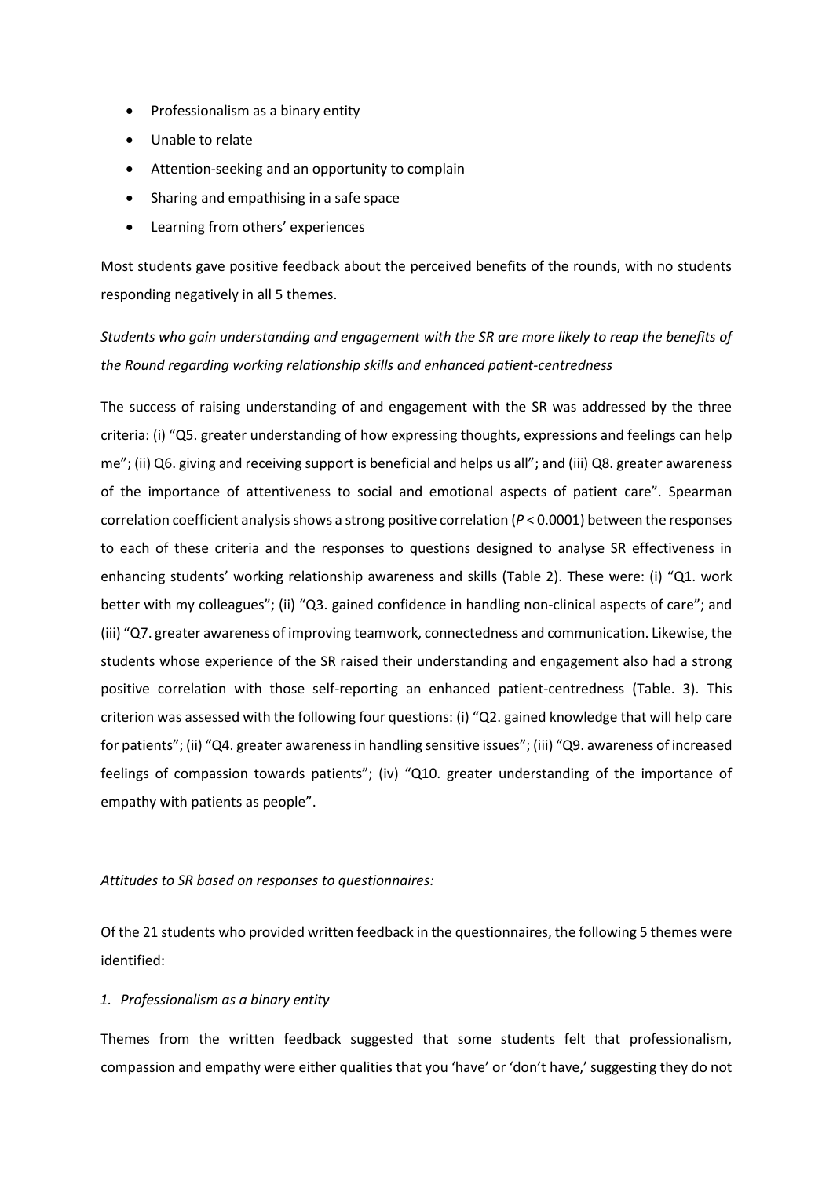- Professionalism as a binary entity
- Unable to relate
- Attention-seeking and an opportunity to complain
- Sharing and empathising in a safe space
- Learning from others' experiences

Most students gave positive feedback about the perceived benefits of the rounds, with no students responding negatively in all 5 themes.

*Students who gain understanding and engagement with the SR are more likely to reap the benefits of the Round regarding working relationship skills and enhanced patient-centredness*

The success of raising understanding of and engagement with the SR was addressed by the three criteria: (i) "Q5. greater understanding of how expressing thoughts, expressions and feelings can help me"; (ii) Q6. giving and receiving support is beneficial and helps us all"; and (iii) Q8. greater awareness of the importance of attentiveness to social and emotional aspects of patient care". Spearman correlation coefficient analysis shows a strong positive correlation ($P < 0.0001$) between the responses to each of these criteria and the responses to questions designed to analyse SR effectiveness in enhancing students' working relationship awareness and skills (Table 2). These were: (i) "Q1. work better with my colleagues"; (ii) "Q3. gained confidence in handling non-clinical aspects of care"; and (iii) "Q7. greater awareness of improving teamwork, connectedness and communication. Likewise, the students whose experience of the SR raised their understanding and engagement also had a strong positive correlation with those self-reporting an enhanced patient-centredness (Table. 3). This criterion was assessed with the following four questions: (i) "Q2. gained knowledge that will help care for patients"; (ii) "Q4. greater awareness in handling sensitive issues"; (iii) "Q9. awareness of increased feelings of compassion towards patients"; (iv) "Q10. greater understanding of the importance of empathy with patients as people".

*Attitudes to SR based on responses to questionnaires:*

Of the 21 students who provided written feedback in the questionnaires, the following 5 themes were identified:

*1. Professionalism as a binary entity*

Themes from the written feedback suggested that some students felt that professionalism, compassion and empathy were either qualities that you 'have' or 'don't have,' suggesting they do not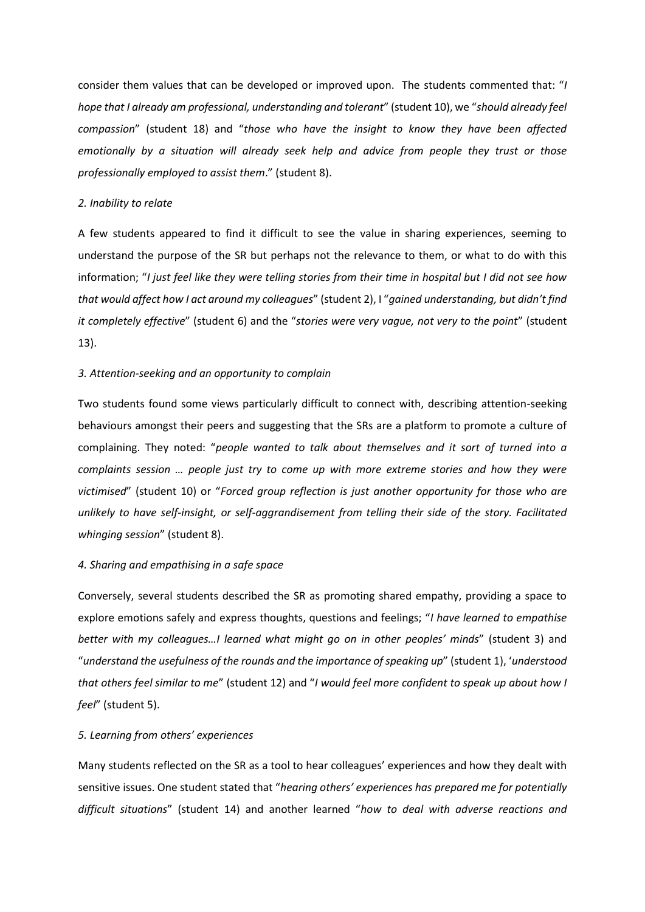consider them values that can be developed or improved upon. The students commented that: "*I hope that I already am professional, understanding and tolerant*" (student 10), we "*should already feel compassion*" (student 18) and "*those who have the insight to know they have been affected emotionally by a situation will already seek help and advice from people they trust or those professionally employed to assist them*." (student 8).

*2. Inability to relate*

A few students appeared to find it difficult to see the value in sharing experiences, seeming to understand the purpose of the SR but perhaps not the relevance to them, or what to do with this information; "*I just feel like they were telling stories from their time in hospital but I did not see how that would affect how I act around my colleagues*" (student 2), I "*gained understanding, but didn't find it completely effective*" (student 6) and the "*stories were very vague, not very to the point*" (student 13).

*3. Attention-seeking and an opportunity to complain*

Two students found some views particularly difficult to connect with, describing attention-seeking behaviours amongst their peers and suggesting that the SRs are a platform to promote a culture of complaining. They noted: "*people wanted to talk about themselves and it sort of turned into a complaints session … people just try to come up with more extreme stories and how they were victimised*" (student 10) or "*Forced group reflection is just another opportunity for those who are unlikely to have self-insight, or self-aggrandisement from telling their side of the story. Facilitated whinging session*" (student 8).

*4. Sharing and empathising in a safe space*

Conversely, several students described the SR as promoting shared empathy, providing a space to explore emotions safely and express thoughts, questions and feelings; "*I have learned to empathise better with my colleagues…I learned what might go on in other peoples' minds*" (student 3) and "*understand the usefulness of the rounds and the importance of speaking up*" (student 1), '*understood that others feel similar to me*" (student 12) and "*I would feel more confident to speak up about how I feel*" (student 5).

*5. Learning from others' experiences*

Many students reflected on the SR as a tool to hear colleagues' experiences and how they dealt with sensitive issues. One student stated that "*hearing others' experiences has prepared me for potentially difficult situations*" (student 14) and another learned "*how to deal with adverse reactions and*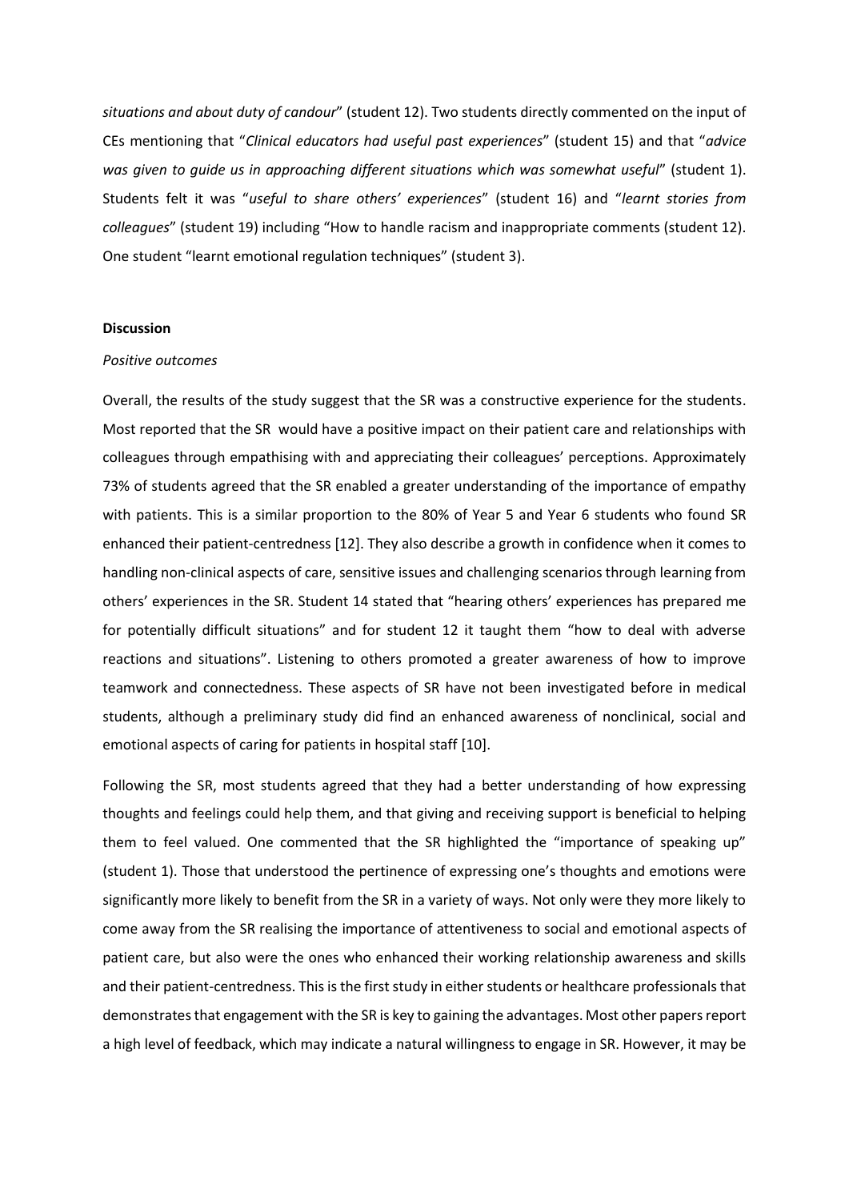*situations and about duty of candour*" (student 12). Two students directly commented on the input of CEs mentioning that "*Clinical educators had useful past experiences*" (student 15) and that "*advice was given to guide us in approaching different situations which was somewhat useful*" (student 1). Students felt it was "*useful to share others' experiences*" (student 16) and "*learnt stories from colleagues*" (student 19) including "How to handle racism and inappropriate comments (student 12). One student "learnt emotional regulation techniques" (student 3).

**Discussion**

*Positive outcomes*

Overall, the results of the study suggest that the SR was a constructive experience for the students. Most reported that the SR would have a positive impact on their patient care and relationships with colleagues through empathising with and appreciating their colleagues' perceptions. Approximately 73% of students agreed that the SR enabled a greater understanding of the importance of empathy with patients. This is a similar proportion to the 80% of Year 5 and Year 6 students who found SR enhanced their patient-centredness [12]. They also describe a growth in confidence when it comes to handling non-clinical aspects of care, sensitive issues and challenging scenarios through learning from others' experiences in the SR. Student 14 stated that "hearing others' experiences has prepared me for potentially difficult situations" and for student 12 it taught them "how to deal with adverse reactions and situations". Listening to others promoted a greater awareness of how to improve teamwork and connectedness. These aspects of SR have not been investigated before in medical students, although a preliminary study did find an enhanced awareness of nonclinical, social and emotional aspects of caring for patients in hospital staff [10].

Following the SR, most students agreed that they had a better understanding of how expressing thoughts and feelings could help them, and that giving and receiving support is beneficial to helping them to feel valued. One commented that the SR highlighted the "importance of speaking up" (student 1). Those that understood the pertinence of expressing one's thoughts and emotions were significantly more likely to benefit from the SR in a variety of ways. Not only were they more likely to come away from the SR realising the importance of attentiveness to social and emotional aspects of patient care, but also were the ones who enhanced their working relationship awareness and skills and their patient-centredness. This is the first study in either students or healthcare professionals that demonstrates that engagement with the SR is key to gaining the advantages. Most other papers report a high level of feedback, which may indicate a natural willingness to engage in SR. However, it may be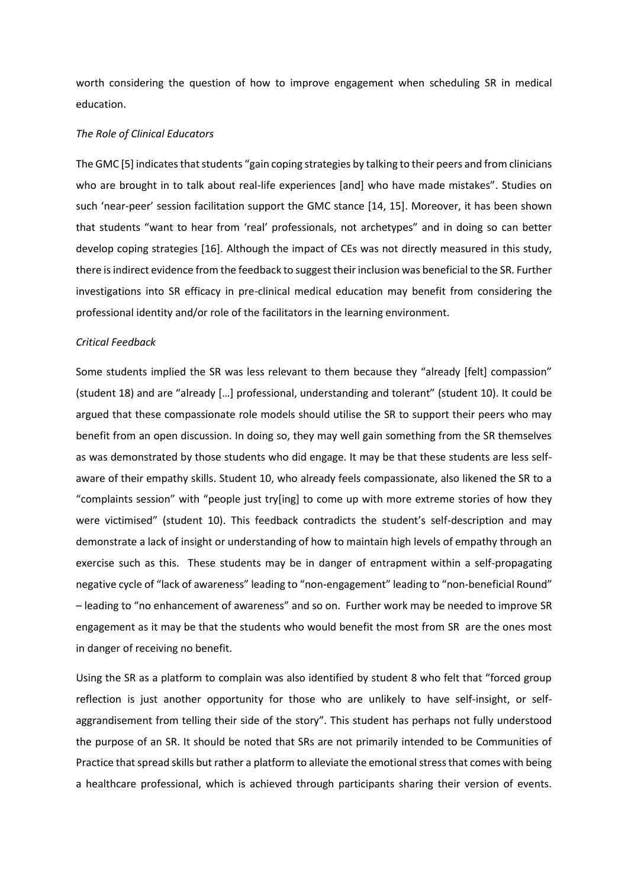worth considering the question of how to improve engagement when scheduling SR in medical education.

*The Role of Clinical Educators*

The GMC [5] indicates that students "gain coping strategies by talking to their peers and from clinicians who are brought in to talk about real-life experiences [and] who have made mistakes". Studies on such 'near-peer' session facilitation support the GMC stance [14, 15]. Moreover, it has been shown that students "want to hear from 'real' professionals, not archetypes" and in doing so can better develop coping strategies [16]. Although the impact of CEs was not directly measured in this study, there is indirect evidence from the feedback to suggest their inclusion was beneficial to the SR. Further investigations into SR efficacy in pre-clinical medical education may benefit from considering the professional identity and/or role of the facilitators in the learning environment.

*Critical Feedback*

Some students implied the SR was less relevant to them because they "already [felt] compassion" (student 18) and are "already […] professional, understanding and tolerant" (student 10). It could be argued that these compassionate role models should utilise the SR to support their peers who may benefit from an open discussion. In doing so, they may well gain something from the SR themselves as was demonstrated by those students who did engage. It may be that these students are less self-aware of their empathy skills. Student 10, who already feels compassionate, also likened the SR to a "complaints session" with "people just try[ing] to come up with more extreme stories of how they were victimised" (student 10). This feedback contradicts the student's self-description and may demonstrate a lack of insight or understanding of how to maintain high levels of empathy through an exercise such as this. These students may be in danger of entrapment within a self-propagating negative cycle of "lack of awareness" leading to "non-engagement" leading to "non-beneficial Round" – leading to "no enhancement of awareness" and so on. Further work may be needed to improve SR engagement as it may be that the students who would benefit the most from SR are the ones most in danger of receiving no benefit.

Using the SR as a platform to complain was also identified by student 8 who felt that "forced group reflection is just another opportunity for those who are unlikely to have self-insight, or self-aggrandisement from telling their side of the story". This student has perhaps not fully understood the purpose of an SR. It should be noted that SRs are not primarily intended to be Communities of Practice that spread skills but rather a platform to alleviate the emotional stress that comes with being a healthcare professional, which is achieved through participants sharing their version of events.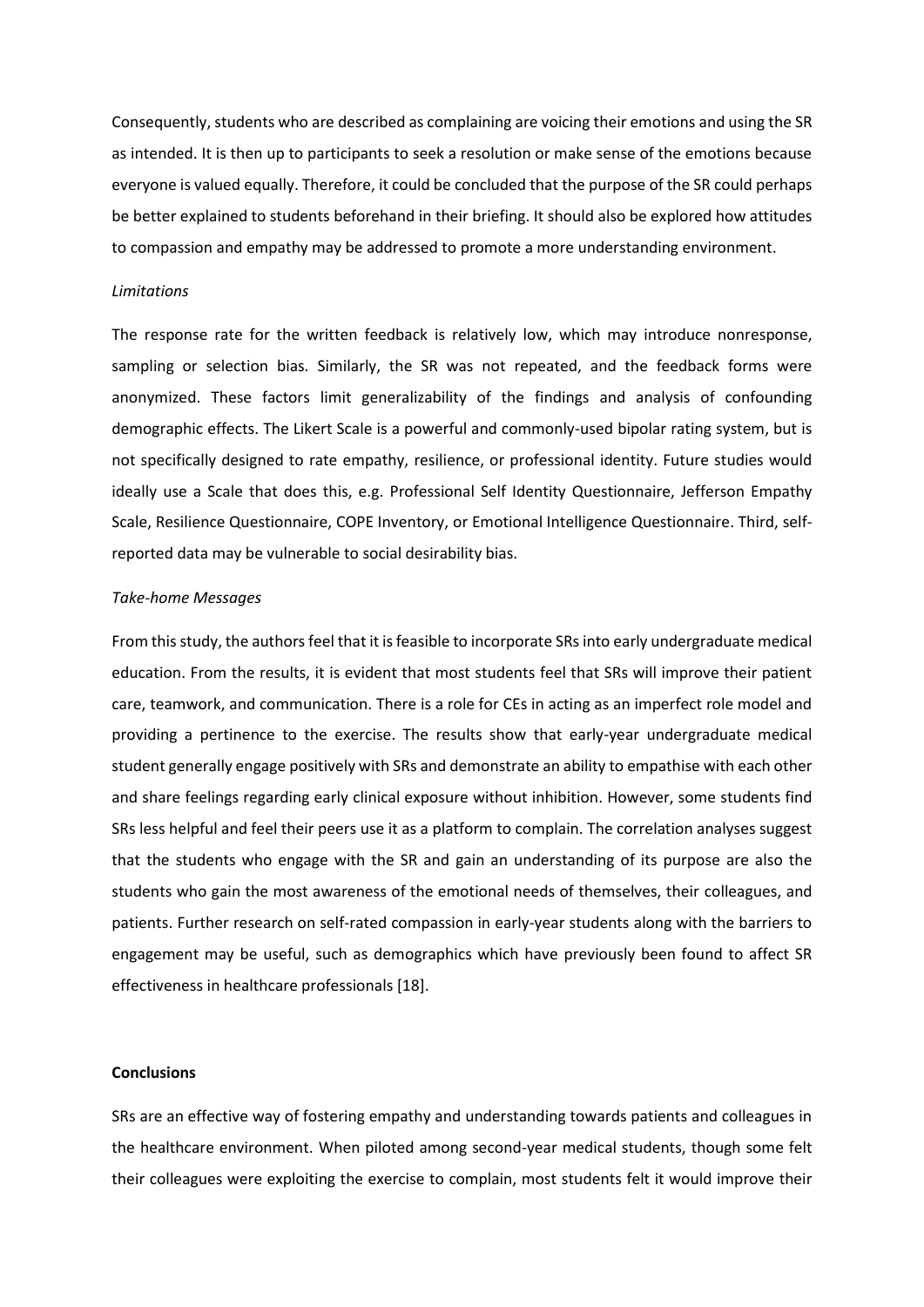Consequently, students who are described as complaining are voicing their emotions and using the SR as intended. It is then up to participants to seek a resolution or make sense of the emotions because everyone is valued equally. Therefore, it could be concluded that the purpose of the SR could perhaps be better explained to students beforehand in their briefing. It should also be explored how attitudes to compassion and empathy may be addressed to promote a more understanding environment.

*Limitations*

The response rate for the written feedback is relatively low, which may introduce nonresponse, sampling or selection bias. Similarly, the SR was not repeated, and the feedback forms were anonymized. These factors limit generalizability of the findings and analysis of confounding demographic effects. The Likert Scale is a powerful and commonly-used bipolar rating system, but is not specifically designed to rate empathy, resilience, or professional identity. Future studies would ideally use a Scale that does this, e.g. Professional Self Identity Questionnaire, Jefferson Empathy Scale, Resilience Questionnaire, COPE Inventory, or Emotional Intelligence Questionnaire. Third, self-reported data may be vulnerable to social desirability bias.

*Take-home Messages*

From this study, the authors feel that it is feasible to incorporate SRs into early undergraduate medical education. From the results, it is evident that most students feel that SRs will improve their patient care, teamwork, and communication. There is a role for CEs in acting as an imperfect role model and providing a pertinence to the exercise. The results show that early-year undergraduate medical student generally engage positively with SRs and demonstrate an ability to empathise with each other and share feelings regarding early clinical exposure without inhibition. However, some students find SRs less helpful and feel their peers use it as a platform to complain. The correlation analyses suggest that the students who engage with the SR and gain an understanding of its purpose are also the students who gain the most awareness of the emotional needs of themselves, their colleagues, and patients. Further research on self-rated compassion in early-year students along with the barriers to engagement may be useful, such as demographics which have previously been found to affect SR effectiveness in healthcare professionals [18].

**Conclusions**

SRs are an effective way of fostering empathy and understanding towards patients and colleagues in the healthcare environment. When piloted among second-year medical students, though some felt their colleagues were exploiting the exercise to complain, most students felt it would improve their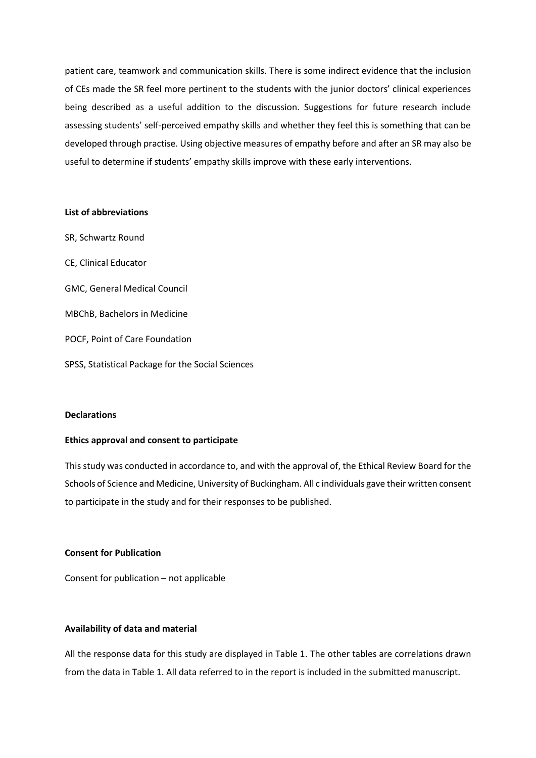patient care, teamwork and communication skills. There is some indirect evidence that the inclusion of CEs made the SR feel more pertinent to the students with the junior doctors' clinical experiences being described as a useful addition to the discussion. Suggestions for future research include assessing students' self-perceived empathy skills and whether they feel this is something that can be developed through practise. Using objective measures of empathy before and after an SR may also be useful to determine if students' empathy skills improve with these early interventions.

**List of abbreviations**

SR, Schwartz Round

CE, Clinical Educator

GMC, General Medical Council

MBChB, Bachelors in Medicine

POCF, Point of Care Foundation

SPSS, Statistical Package for the Social Sciences

**Declarations**

**Ethics approval and consent to participate**

This study was conducted in accordance to, and with the approval of, the Ethical Review Board for the Schools of Science and Medicine, University of Buckingham. All c individuals gave their written consent to participate in the study and for their responses to be published.

**Consent for Publication**

Consent for publication – not applicable

**Availability of data and material**

All the response data for this study are displayed in Table 1. The other tables are correlations drawn from the data in Table 1. All data referred to in the report is included in the submitted manuscript.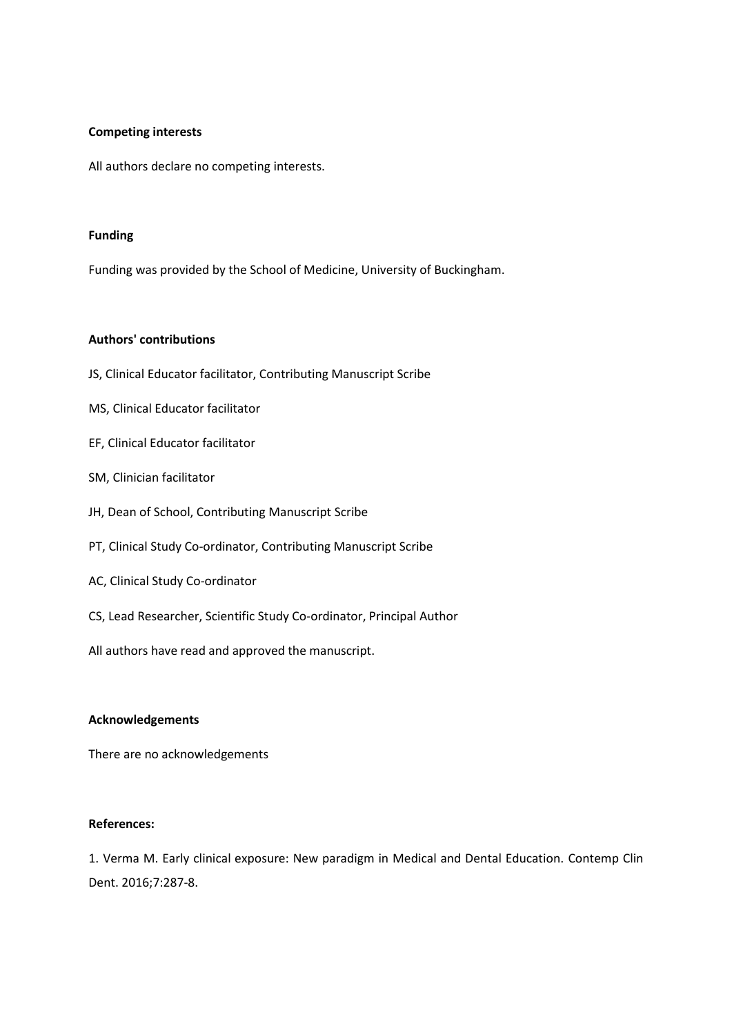**Competing interests**

All authors declare no competing interests.

**Funding**

Funding was provided by the School of Medicine, University of Buckingham.

**Authors' contributions**

JS, Clinical Educator facilitator, Contributing Manuscript Scribe

MS, Clinical Educator facilitator

EF, Clinical Educator facilitator

SM, Clinician facilitator

JH, Dean of School, Contributing Manuscript Scribe

PT, Clinical Study Co-ordinator, Contributing Manuscript Scribe

AC, Clinical Study Co-ordinator

CS, Lead Researcher, Scientific Study Co-ordinator, Principal Author

All authors have read and approved the manuscript.

**Acknowledgements**

There are no acknowledgements

**References:**

1. Verma M. Early clinical exposure: New paradigm in Medical and Dental Education. Contemp Clin Dent. 2016;7:287-8.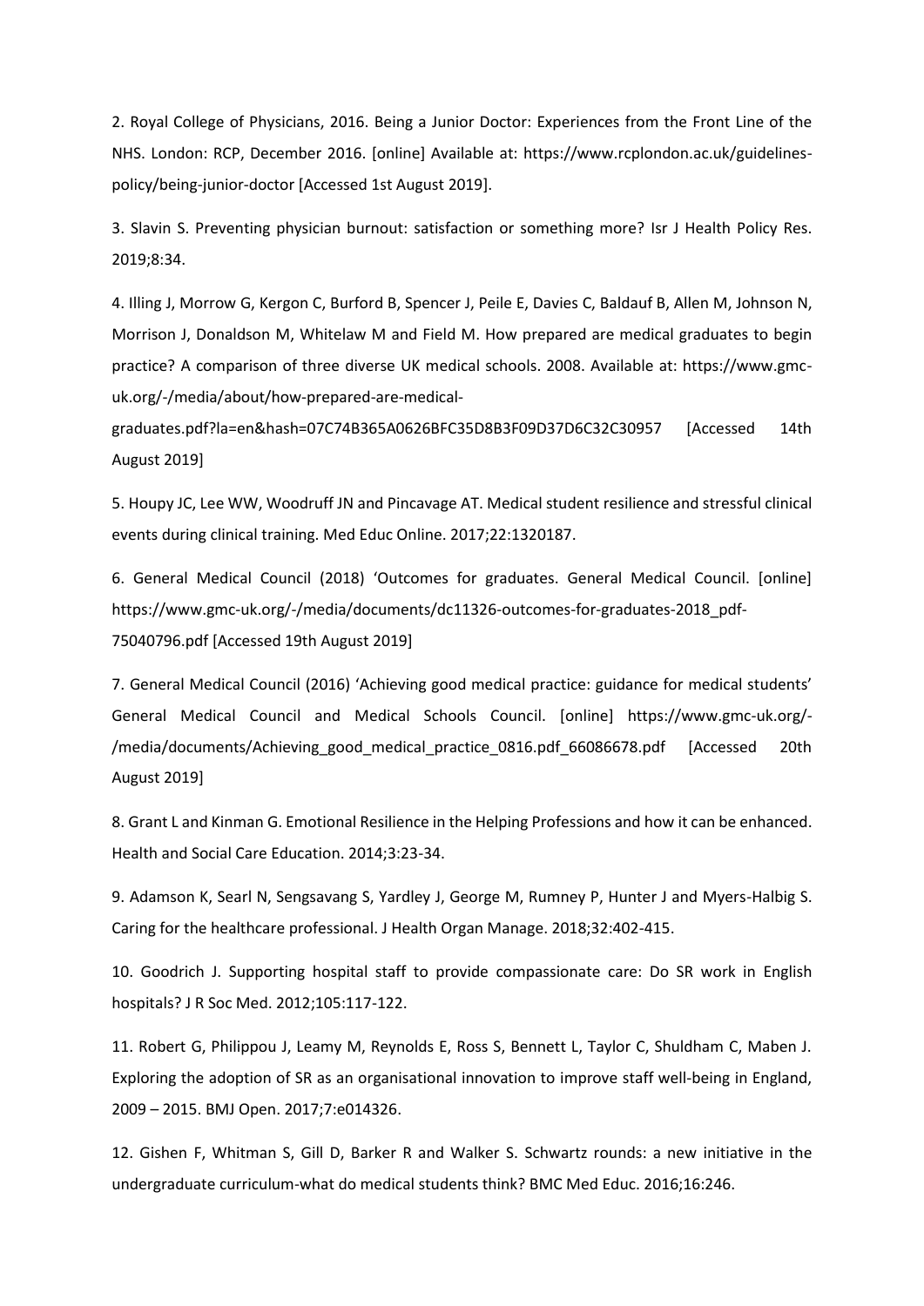2. Royal College of Physicians, 2016. Being a Junior Doctor: Experiences from the Front Line of the NHS. London: RCP, December 2016. [online] Available at: https://www.rcplondon.ac.uk/guidelines-policy/being-junior-doctor [Accessed 1st August 2019].

3. Slavin S. Preventing physician burnout: satisfaction or something more? Isr J Health Policy Res. 2019;8:34.

4. Illing J, Morrow G, Kergon C, Burford B, Spencer J, Peile E, Davies C, Baldauf B, Allen M, Johnson N, Morrison J, Donaldson M, Whitelaw M and Field M. How prepared are medical graduates to begin practice? A comparison of three diverse UK medical schools. 2008. Available at: https://www.gmc-uk.org/-/media/about/how-prepared-are-medical-graduates.pdf?la=en&hash=07C74B365A0626BFC35D8B3F09D37D6C32C30957 [Accessed 14th August 2019]

5. Houpy JC, Lee WW, Woodruff JN and Pincavage AT. Medical student resilience and stressful clinical events during clinical training. Med Educ Online. 2017;22:1320187.

6. General Medical Council (2018) 'Outcomes for graduates. General Medical Council. [online] https://www.gmc-uk.org/-/media/documents/dc11326-outcomes-for-graduates-2018_pdf-75040796.pdf [Accessed 19th August 2019]

7. General Medical Council (2016) 'Achieving good medical practice: guidance for medical students' General Medical Council and Medical Schools Council. [online] https://www.gmc-uk.org/-/media/documents/Achieving_good_medical_practice_0816.pdf_66086678.pdf [Accessed 20th August 2019]

8. Grant L and Kinman G. Emotional Resilience in the Helping Professions and how it can be enhanced. Health and Social Care Education. 2014;3:23-34.

9. Adamson K, Searl N, Sengsavang S, Yardley J, George M, Rumney P, Hunter J and Myers-Halbig S. Caring for the healthcare professional. J Health Organ Manage. 2018;32:402-415.

10. Goodrich J. Supporting hospital staff to provide compassionate care: Do SR work in English hospitals? J R Soc Med. 2012;105:117-122.

11. Robert G, Philippou J, Leamy M, Reynolds E, Ross S, Bennett L, Taylor C, Shuldham C, Maben J. Exploring the adoption of SR as an organisational innovation to improve staff well-being in England, 2009 – 2015. BMJ Open. 2017;7:e014326.

12. Gishen F, Whitman S, Gill D, Barker R and Walker S. Schwartz rounds: a new initiative in the undergraduate curriculum-what do medical students think? BMC Med Educ. 2016;16:246.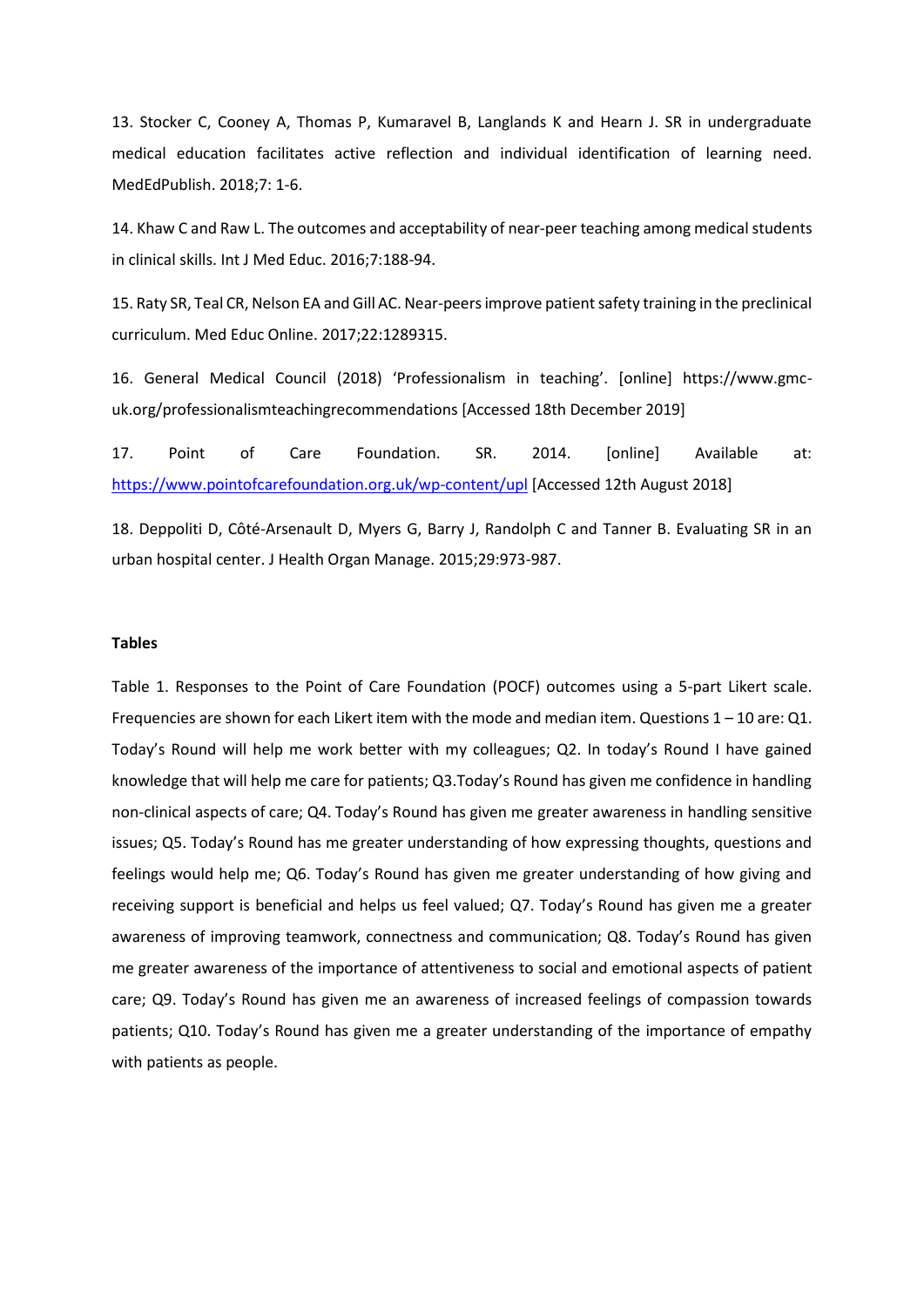13. Stocker C, Cooney A, Thomas P, Kumaravel B, Langlands K and Hearn J. SR in undergraduate medical education facilitates active reflection and individual identification of learning need. MedEdPublish. 2018;7: 1-6.

14. Khaw C and Raw L. The outcomes and acceptability of near-peer teaching among medical students in clinical skills. Int J Med Educ. 2016;7:188-94.

15. Raty SR, Teal CR, Nelson EA and Gill AC. Near-peers improve patient safety training in the preclinical curriculum. Med Educ Online. 2017;22:1289315.

16. General Medical Council (2018) 'Professionalism in teaching'. [online] https://www.gmc-uk.org/professionalismteachingrecommendations [Accessed 18th December 2019]

17. Point of Care Foundation. SR. 2014. [online] Available at: https://www.pointofcarefoundation.org.uk/wp-content/upl [Accessed 12th August 2018]

18. Deppoliti D, Côté-Arsenault D, Myers G, Barry J, Randolph C and Tanner B. Evaluating SR in an urban hospital center. J Health Organ Manage. 2015;29:973-987.

**Tables**

Table 1. Responses to the Point of Care Foundation (POCF) outcomes using a 5-part Likert scale. Frequencies are shown for each Likert item with the mode and median item. Questions 1 – 10 are: Q1. Today's Round will help me work better with my colleagues; Q2. In today's Round I have gained knowledge that will help me care for patients; Q3.Today's Round has given me confidence in handling non-clinical aspects of care; Q4. Today's Round has given me greater awareness in handling sensitive issues; Q5. Today's Round has me greater understanding of how expressing thoughts, questions and feelings would help me; Q6. Today's Round has given me greater understanding of how giving and receiving support is beneficial and helps us feel valued; Q7. Today's Round has given me a greater awareness of improving teamwork, connectness and communication; Q8. Today's Round has given me greater awareness of the importance of attentiveness to social and emotional aspects of patient care; Q9. Today's Round has given me an awareness of increased feelings of compassion towards patients; Q10. Today's Round has given me a greater understanding of the importance of empathy with patients as people.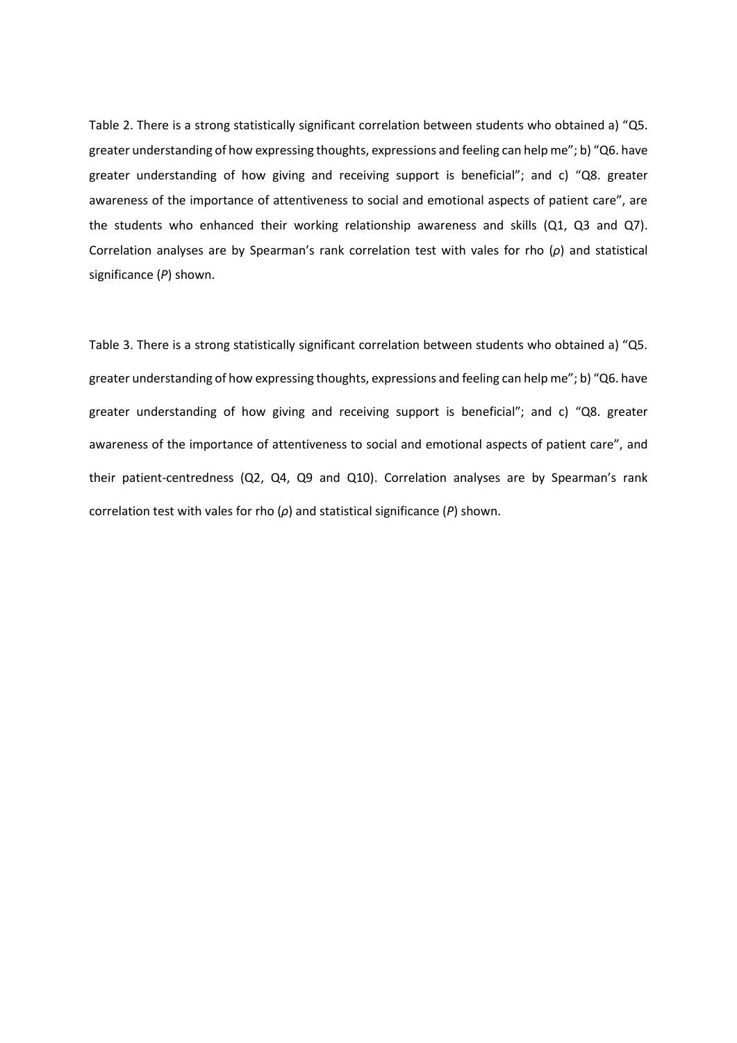Table 2. There is a strong statistically significant correlation between students who obtained a) "Q5. greater understanding of how expressing thoughts, expressions and feeling can help me"; b) "Q6. have greater understanding of how giving and receiving support is beneficial"; and c) "Q8. greater awareness of the importance of attentiveness to social and emotional aspects of patient care", are the students who enhanced their working relationship awareness and skills (Q1, Q3 and Q7). Correlation analyses are by Spearman's rank correlation test with vales for rho ($\rho$) and statistical significance ($P$) shown.

Table 3. There is a strong statistically significant correlation between students who obtained a) "Q5. greater understanding of how expressing thoughts, expressions and feeling can help me"; b) "Q6. have greater understanding of how giving and receiving support is beneficial"; and c) "Q8. greater awareness of the importance of attentiveness to social and emotional aspects of patient care", and their patient-centredness (Q2, Q4, Q9 and Q10). Correlation analyses are by Spearman's rank correlation test with vales for rho ($\rho$) and statistical significance ($P$) shown.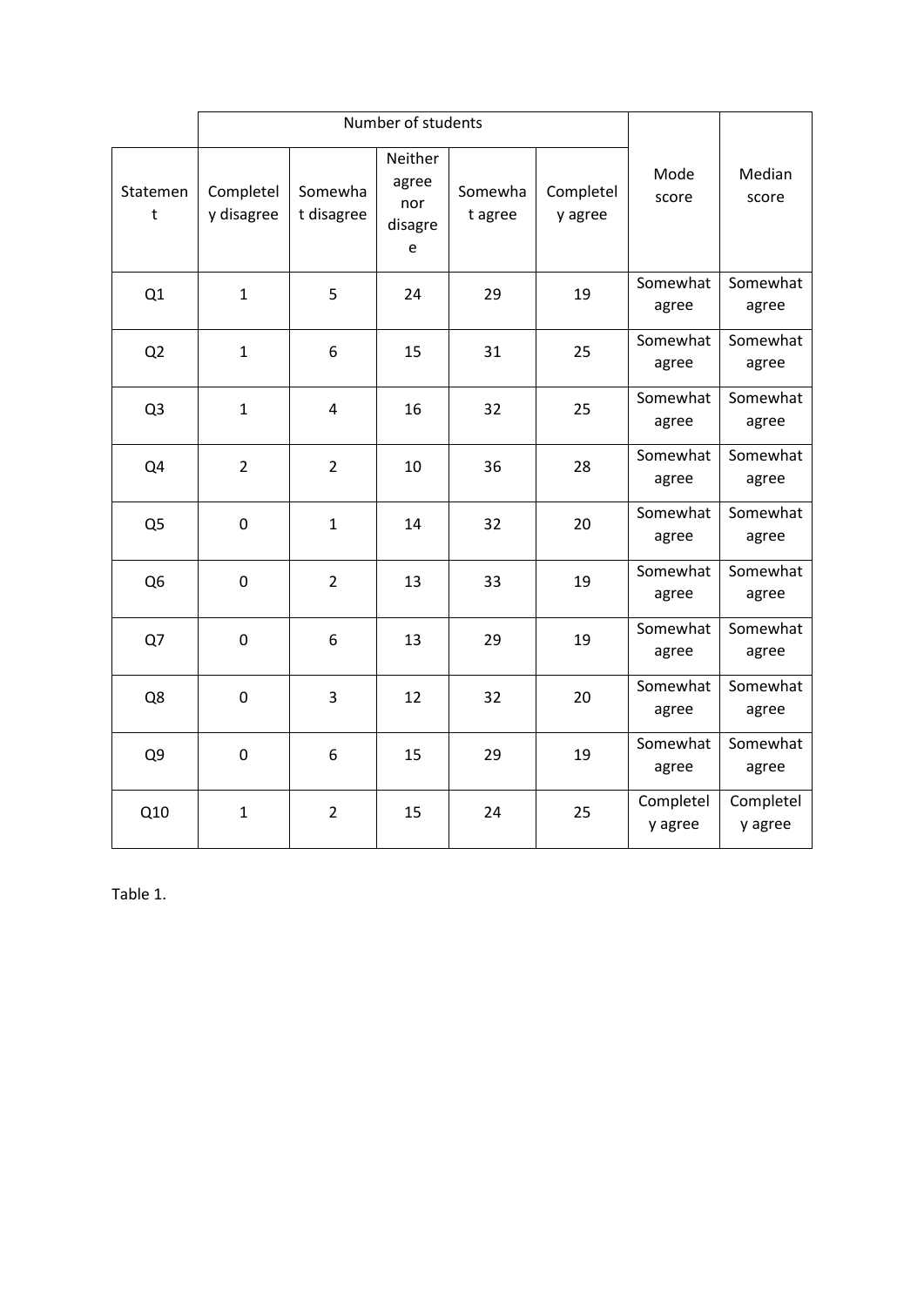| Statement | Number of students | | | | | Mode score | Median score |
|---|---|---|---|---|---|---|---|
| | Completely disagree | Somewhat disagree | Neither agree nor disagree | Somewhat agree | Completely agree | | |
| Q1 | 1 | 5 | 24 | 29 | 19 | Somewhat agree | Somewhat agree |
| Q2 | 1 | 6 | 15 | 31 | 25 | Somewhat agree | Somewhat agree |
| Q3 | 1 | 4 | 16 | 32 | 25 | Somewhat agree | Somewhat agree |
| Q4 | 2 | 2 | 10 | 36 | 28 | Somewhat agree | Somewhat agree |
| Q5 | 0 | 1 | 14 | 32 | 20 | Somewhat agree | Somewhat agree |
| Q6 | 0 | 2 | 13 | 33 | 19 | Somewhat agree | Somewhat agree |
| Q7 | 0 | 6 | 13 | 29 | 19 | Somewhat agree | Somewhat agree |
| Q8 | 0 | 3 | 12 | 32 | 20 | Somewhat agree | Somewhat agree |
| Q9 | 0 | 6 | 15 | 29 | 19 | Somewhat agree | Somewhat agree |
| Q10 | 1 | 2 | 15 | 24 | 25 | Completely agree | Completely agree |

Table 1.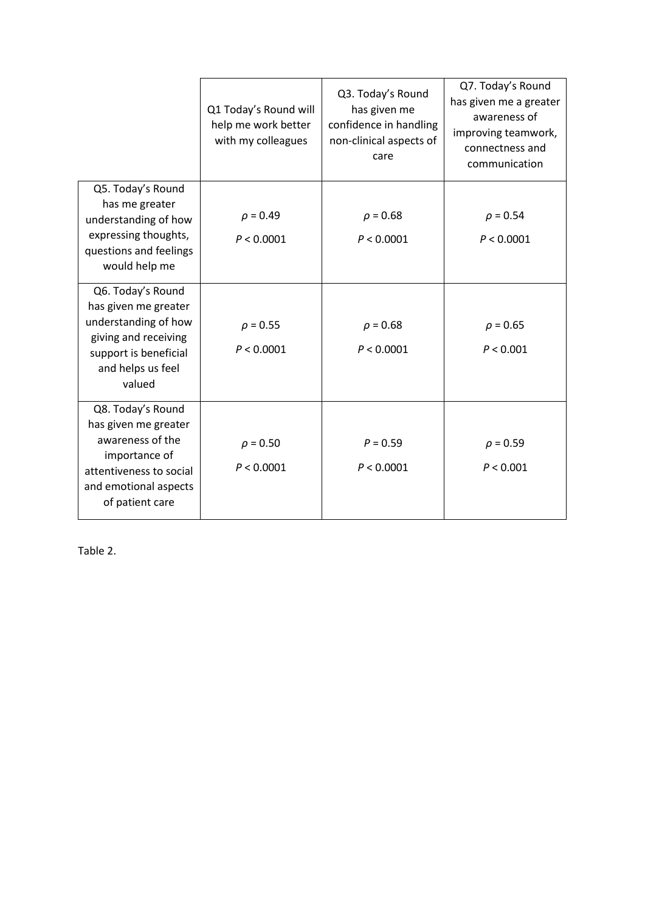| | Q1 Today's Round will help me work better with my colleagues | Q3. Today's Round has given me confidence in handling non-clinical aspects of care | Q7. Today's Round has given me a greater awareness of improving teamwork, connectness and communication |
|---|---|---|---|
| Q5. Today's Round has me greater understanding of how expressing thoughts, questions and feelings would help me | $\rho = 0.49$ $P < 0.0001$ | $\rho = 0.68$ $P < 0.0001$ | $\rho = 0.54$ $P < 0.0001$ |
| Q6. Today's Round has given me greater understanding of how giving and receiving support is beneficial and helps us feel valued | $\rho = 0.55$ $P < 0.0001$ | $\rho = 0.68$ $P < 0.0001$ | $\rho = 0.65$ $P < 0.001$ |
| Q8. Today's Round has given me greater awareness of the importance of attentiveness to social and emotional aspects of patient care | $\rho = 0.50$ $P < 0.0001$ | $P = 0.59$ $P < 0.0001$ | $\rho = 0.59$ $P < 0.001$ |

Table 2.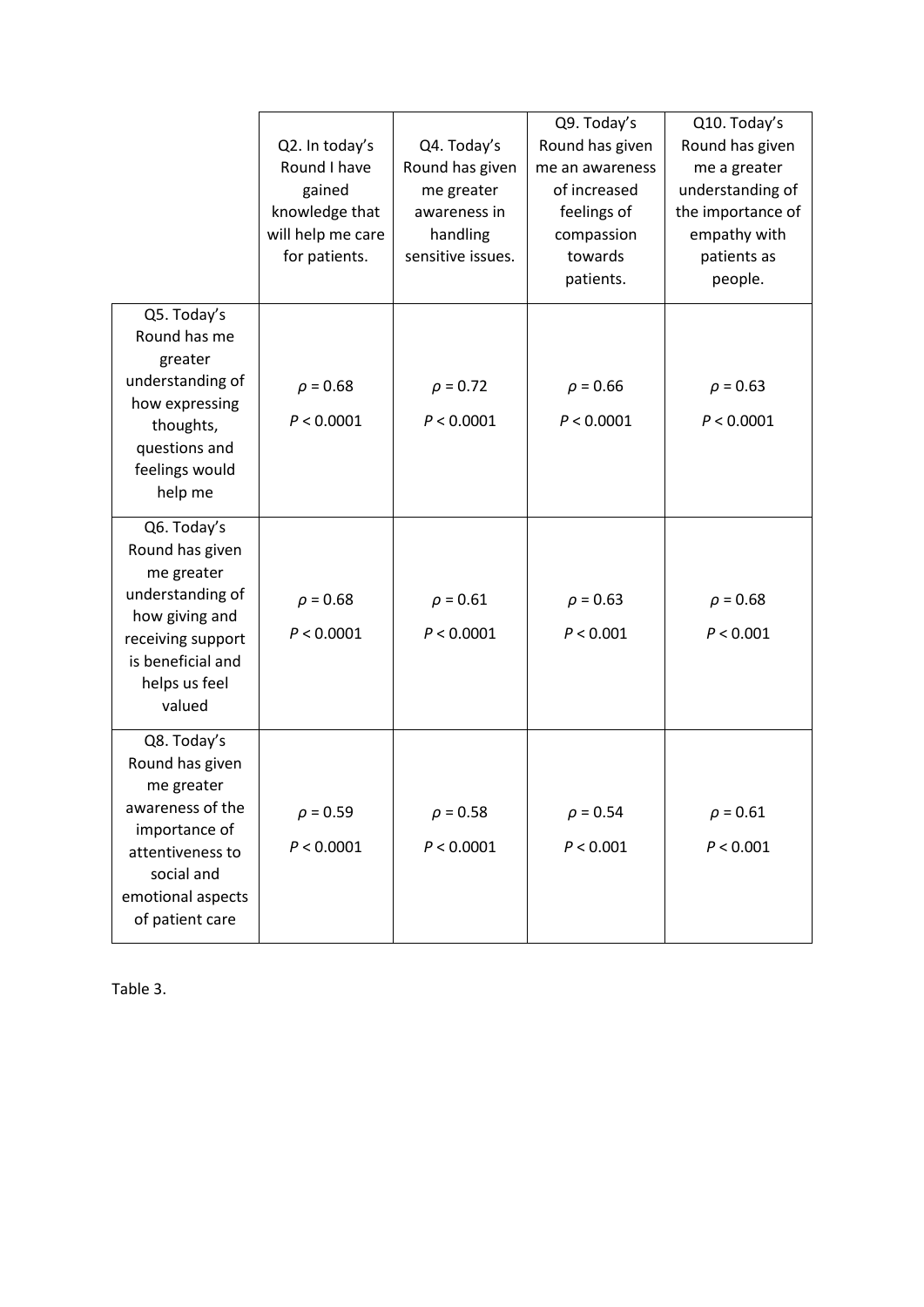| | Q2. In today's Round I have gained knowledge that will help me care for patients. | Q4. Today's Round has given me greater awareness in handling sensitive issues. | Q9. Today's Round has given me an awareness of increased feelings of compassion towards patients. | Q10. Today's Round has given me a greater understanding of the importance of empathy with patients as people. |
|---|---|---|---|---|
| Q5. Today's Round has me greater understanding of how expressing thoughts, questions and feelings would help me | $\rho = 0.68$<br>$P < 0.0001$ | $\rho = 0.72$<br>$P < 0.0001$ | $\rho = 0.66$<br>$P < 0.0001$ | $\rho = 0.63$<br>$P < 0.0001$ |
| Q6. Today's Round has given me greater understanding of how giving and receiving support is beneficial and helps us feel valued | $\rho = 0.68$<br>$P < 0.0001$ | $\rho = 0.61$<br>$P < 0.0001$ | $\rho = 0.63$<br>$P < 0.001$ | $\rho = 0.68$<br>$P < 0.001$ |
| Q8. Today's Round has given me greater awareness of the importance of attentiveness to social and emotional aspects of patient care | $\rho = 0.59$<br>$P < 0.0001$ | $\rho = 0.58$<br>$P < 0.0001$ | $\rho = 0.54$<br>$P < 0.001$ | $\rho = 0.61$<br>$P < 0.001$ |

Table 3.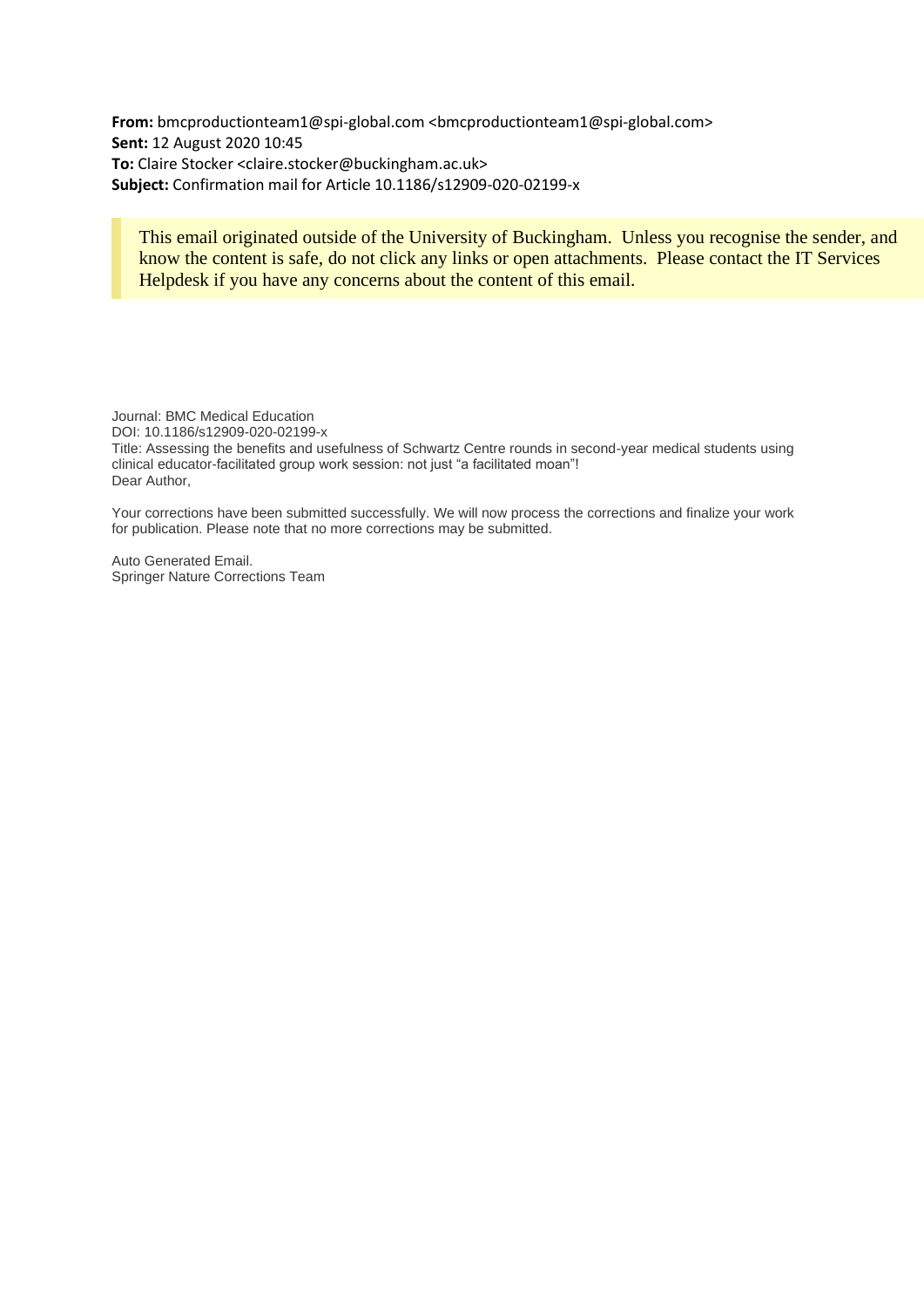**From:** bmcproductionteam1@spi-global.com <bmcproductionteam1@spi-global.com>
**Sent:** 12 August 2020 10:45
**To:** Claire Stocker <claire.stocker@buckingham.ac.uk>
**Subject:** Confirmation mail for Article 10.1186/s12909-020-02199-x

> This email originated outside of the University of Buckingham. Unless you recognise the sender, and know the content is safe, do not click any links or open attachments. Please contact the IT Services Helpdesk if you have any concerns about the content of this email.

Journal: BMC Medical Education
DOI: 10.1186/s12909-020-02199-x
Title: Assessing the benefits and usefulness of Schwartz Centre rounds in second-year medical students using clinical educator-facilitated group work session: not just "a facilitated moan"!
Dear Author,

Your corrections have been submitted successfully. We will now process the corrections and finalize your work for publication. Please note that no more corrections may be submitted.

Auto Generated Email.
Springer Nature Corrections Team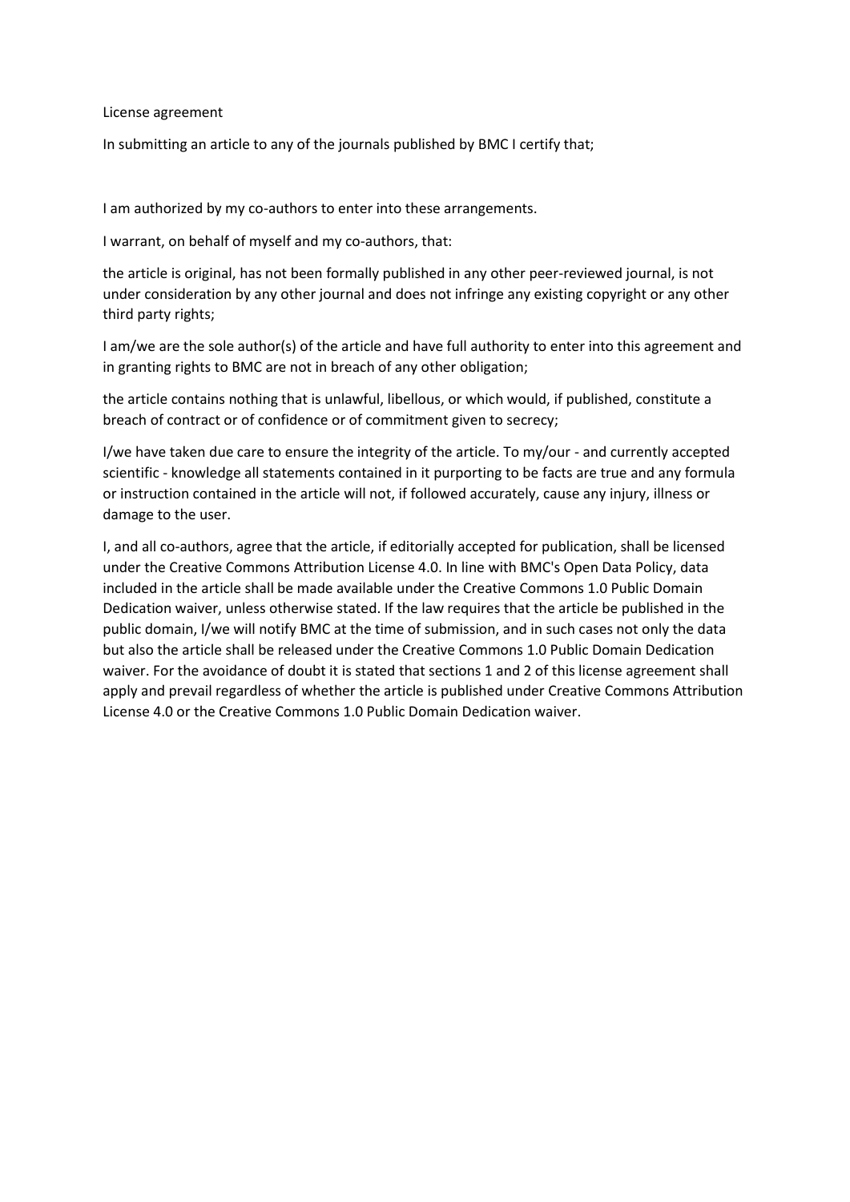License agreement

In submitting an article to any of the journals published by BMC I certify that;

I am authorized by my co-authors to enter into these arrangements.

I warrant, on behalf of myself and my co-authors, that:

the article is original, has not been formally published in any other peer-reviewed journal, is not under consideration by any other journal and does not infringe any existing copyright or any other third party rights;

I am/we are the sole author(s) of the article and have full authority to enter into this agreement and in granting rights to BMC are not in breach of any other obligation;

the article contains nothing that is unlawful, libellous, or which would, if published, constitute a breach of contract or of confidence or of commitment given to secrecy;

I/we have taken due care to ensure the integrity of the article. To my/our - and currently accepted scientific - knowledge all statements contained in it purporting to be facts are true and any formula or instruction contained in the article will not, if followed accurately, cause any injury, illness or damage to the user.

I, and all co-authors, agree that the article, if editorially accepted for publication, shall be licensed under the Creative Commons Attribution License 4.0. In line with BMC's Open Data Policy, data included in the article shall be made available under the Creative Commons 1.0 Public Domain Dedication waiver, unless otherwise stated. If the law requires that the article be published in the public domain, I/we will notify BMC at the time of submission, and in such cases not only the data but also the article shall be released under the Creative Commons 1.0 Public Domain Dedication waiver. For the avoidance of doubt it is stated that sections 1 and 2 of this license agreement shall apply and prevail regardless of whether the article is published under Creative Commons Attribution License 4.0 or the Creative Commons 1.0 Public Domain Dedication waiver.